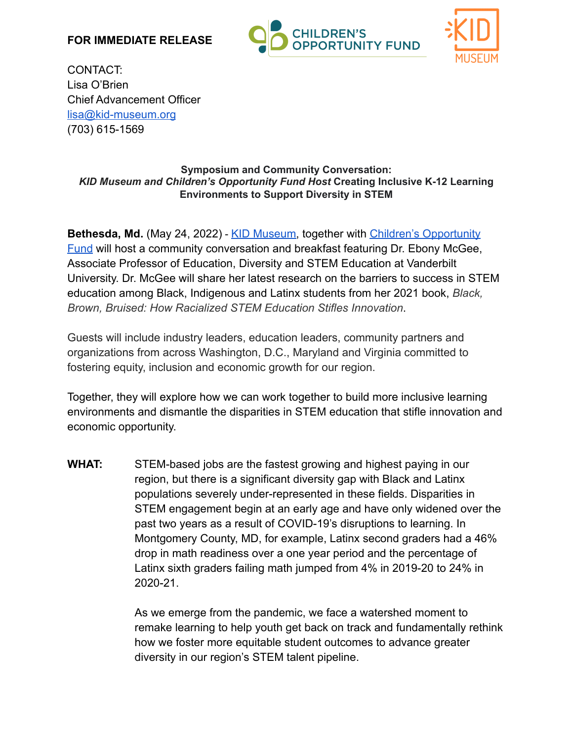**FOR IMMEDIATE RELEASE**

CONTACT:
Lisa O'Brien
Chief Advancement Officer
lisa@kid-museum.org
(703) 615-1569

**Symposium and Community Conversation:**
***KID Museum and Children's Opportunity Fund Host* Creating Inclusive K-12 Learning Environments to Support Diversity in STEM**

**Bethesda, Md.** (May 24, 2022) - [KID Museum](), together with [Children's Opportunity Fund]() will host a community conversation and breakfast featuring Dr. Ebony McGee, Associate Professor of Education, Diversity and STEM Education at Vanderbilt University. Dr. McGee will share her latest research on the barriers to success in STEM education among Black, Indigenous and Latinx students from her 2021 book, *Black, Brown, Bruised: How Racialized STEM Education Stifles Innovation*.

Guests will include industry leaders, education leaders, community partners and organizations from across Washington, D.C., Maryland and Virginia committed to fostering equity, inclusion and economic growth for our region.

Together, they will explore how we can work together to build more inclusive learning environments and dismantle the disparities in STEM education that stifle innovation and economic opportunity.

**WHAT:** STEM-based jobs are the fastest growing and highest paying in our region, but there is a significant diversity gap with Black and Latinx populations severely under-represented in these fields. Disparities in STEM engagement begin at an early age and have only widened over the past two years as a result of COVID-19's disruptions to learning. In Montgomery County, MD, for example, Latinx second graders had a 46% drop in math readiness over a one year period and the percentage of Latinx sixth graders failing math jumped from 4% in 2019-20 to 24% in 2020-21.

As we emerge from the pandemic, we face a watershed moment to remake learning to help youth get back on track and fundamentally rethink how we foster more equitable student outcomes to advance greater diversity in our region's STEM talent pipeline.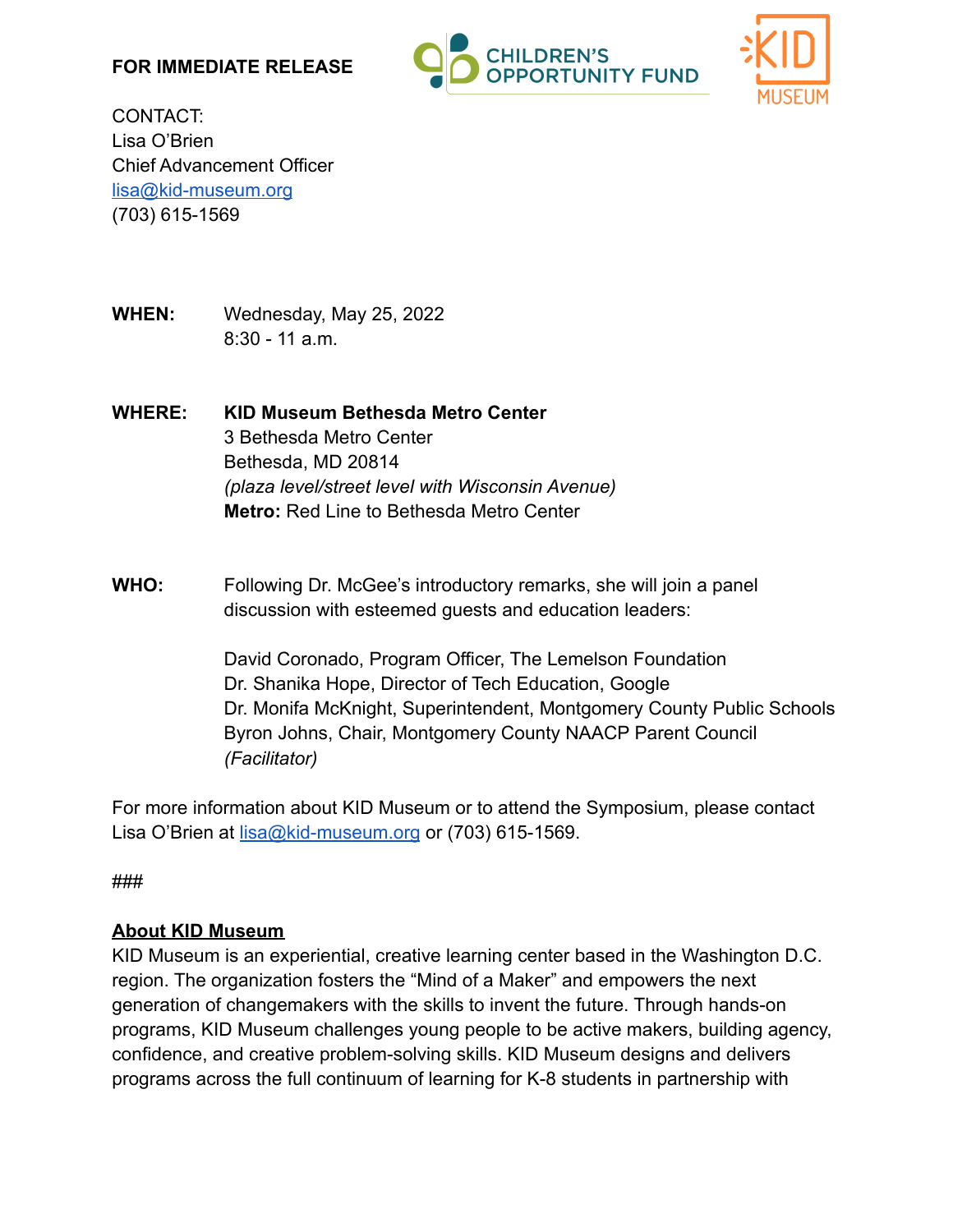**FOR IMMEDIATE RELEASE**

CONTACT:
Lisa O'Brien
Chief Advancement Officer
lisa@kid-museum.org
(703) 615-1569

**WHEN:** Wednesday, May 25, 2022
8:30 - 11 a.m.

**WHERE:** **KID Museum Bethesda Metro Center**
3 Bethesda Metro Center
Bethesda, MD 20814
*(plaza level/street level with Wisconsin Avenue)*
**Metro:** Red Line to Bethesda Metro Center

**WHO:** Following Dr. McGee's introductory remarks, she will join a panel discussion with esteemed guests and education leaders:

David Coronado, Program Officer, The Lemelson Foundation
Dr. Shanika Hope, Director of Tech Education, Google
Dr. Monifa McKnight, Superintendent, Montgomery County Public Schools
Byron Johns, Chair, Montgomery County NAACP Parent Council
*(Facilitator)*

For more information about KID Museum or to attend the Symposium, please contact Lisa O'Brien at lisa@kid-museum.org or (703) 615-1569.

###

**About KID Museum**

KID Museum is an experiential, creative learning center based in the Washington D.C. region. The organization fosters the "Mind of a Maker" and empowers the next generation of changemakers with the skills to invent the future. Through hands-on programs, KID Museum challenges young people to be active makers, building agency, confidence, and creative problem-solving skills. KID Museum designs and delivers programs across the full continuum of learning for K-8 students in partnership with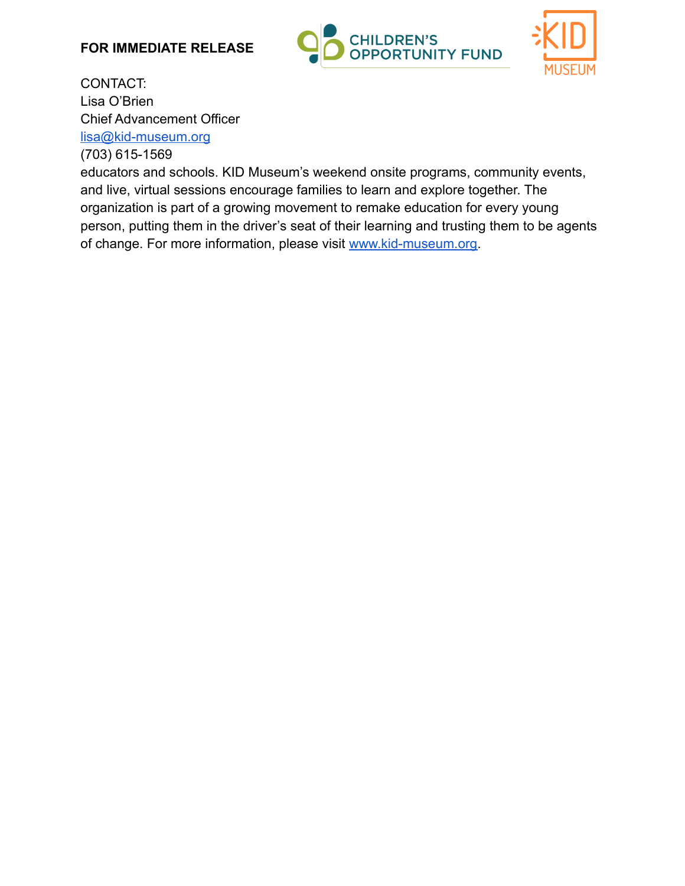**FOR IMMEDIATE RELEASE**

CONTACT:
Lisa O'Brien
Chief Advancement Officer
[lisa@kid-museum.org](mailto:lisa@kid-museum.org)
(703) 615-1569

educators and schools. KID Museum's weekend onsite programs, community events, and live, virtual sessions encourage families to learn and explore together. The organization is part of a growing movement to remake education for every young person, putting them in the driver's seat of their learning and trusting them to be agents of change. For more information, please visit [www.kid-museum.org](http://www.kid-museum.org).